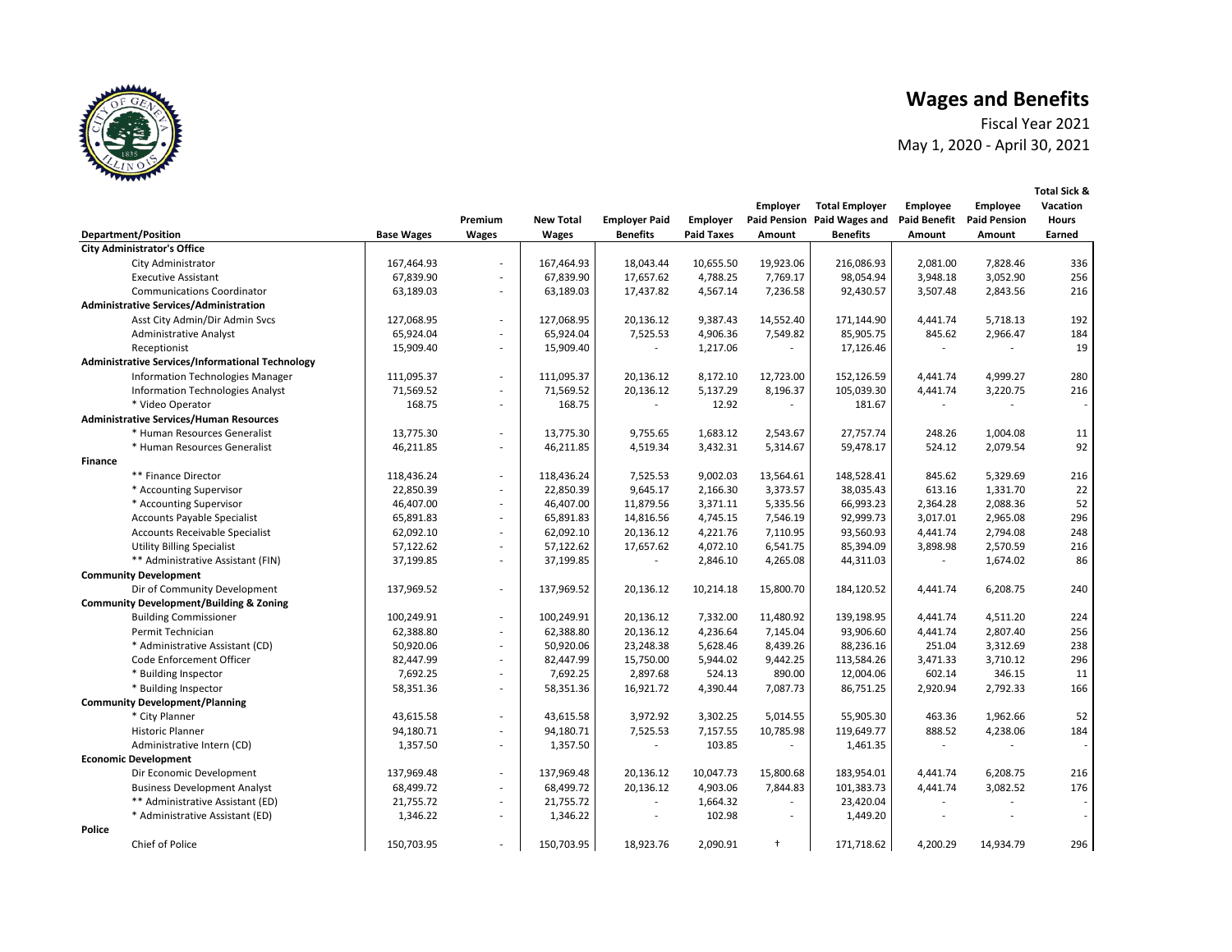# Wages and Benefits

Fiscal Year 2021

May 1, 2020 - April 30, 2021

| Department/Position | Base Wages | Premium Wages | New Total Wages | Employer Paid Benefits | Employer Paid Taxes | Employer Paid Pension Amount | Total Employer Paid Wages and Benefits | Employee Paid Benefit Amount | Employee Paid Pension Amount | Total Sick & Vacation Hours Earned |
|---|---|---|---|---|---|---|---|---|---|---|
| **City Administrator's Office** | | | | | | | | | | |
| City Administrator | 167,464.93 | - | 167,464.93 | 18,043.44 | 10,655.50 | 19,923.06 | 216,086.93 | 2,081.00 | 7,828.46 | 336 |
| Executive Assistant | 67,839.90 | - | 67,839.90 | 17,657.62 | 4,788.25 | 7,769.17 | 98,054.94 | 3,948.18 | 3,052.90 | 256 |
| Communications Coordinator | 63,189.03 | - | 63,189.03 | 17,437.82 | 4,567.14 | 7,236.58 | 92,430.57 | 3,507.48 | 2,843.56 | 216 |
| **Administrative Services/Administration** | | | | | | | | | | |
| Asst City Admin/Dir Admin Svcs | 127,068.95 | - | 127,068.95 | 20,136.12 | 9,387.43 | 14,552.40 | 171,144.90 | 4,441.74 | 5,718.13 | 192 |
| Administrative Analyst | 65,924.04 | - | 65,924.04 | 7,525.53 | 4,906.36 | 7,549.82 | 85,905.75 | 845.62 | 2,966.47 | 184 |
| Receptionist | 15,909.40 | - | 15,909.40 | - | 1,217.06 | - | 17,126.46 | - | - | 19 |
| **Administrative Services/Informational Technology** | | | | | | | | | | |
| Information Technologies Manager | 111,095.37 | - | 111,095.37 | 20,136.12 | 8,172.10 | 12,723.00 | 152,126.59 | 4,441.74 | 4,999.27 | 280 |
| Information Technologies Analyst | 71,569.52 | - | 71,569.52 | 20,136.12 | 5,137.29 | 8,196.37 | 105,039.30 | 4,441.74 | 3,220.75 | 216 |
| * Video Operator | 168.75 | - | 168.75 | - | 12.92 | - | 181.67 | - | - | - |
| **Administrative Services/Human Resources** | | | | | | | | | | |
| * Human Resources Generalist | 13,775.30 | - | 13,775.30 | 9,755.65 | 1,683.12 | 2,543.67 | 27,757.74 | 248.26 | 1,004.08 | 11 |
| * Human Resources Generalist | 46,211.85 | - | 46,211.85 | 4,519.34 | 3,432.31 | 5,314.67 | 59,478.17 | 524.12 | 2,079.54 | 92 |
| **Finance** | | | | | | | | | | |
| ** Finance Director | 118,436.24 | - | 118,436.24 | 7,525.53 | 9,002.03 | 13,564.61 | 148,528.41 | 845.62 | 5,329.69 | 216 |
| * Accounting Supervisor | 22,850.39 | - | 22,850.39 | 9,645.17 | 2,166.30 | 3,373.57 | 38,035.43 | 613.16 | 1,331.70 | 22 |
| * Accounting Supervisor | 46,407.00 | - | 46,407.00 | 11,879.56 | 3,371.11 | 5,335.56 | 66,993.23 | 2,364.28 | 2,088.36 | 52 |
| Accounts Payable Specialist | 65,891.83 | - | 65,891.83 | 14,816.56 | 4,745.15 | 7,546.19 | 92,999.73 | 3,017.01 | 2,965.08 | 296 |
| Accounts Receivable Specialist | 62,092.10 | - | 62,092.10 | 20,136.12 | 4,221.76 | 7,110.95 | 93,560.93 | 4,441.74 | 2,794.08 | 248 |
| Utility Billing Specialist | 57,122.62 | - | 57,122.62 | 17,657.62 | 4,072.10 | 6,541.75 | 85,394.09 | 3,898.98 | 2,570.59 | 216 |
| ** Administrative Assistant (FIN) | 37,199.85 | - | 37,199.85 | - | 2,846.10 | 4,265.08 | 44,311.03 | - | 1,674.02 | 86 |
| **Community Development** | | | | | | | | | | |
| Dir of Community Development | 137,969.52 | - | 137,969.52 | 20,136.12 | 10,214.18 | 15,800.70 | 184,120.52 | 4,441.74 | 6,208.75 | 240 |
| **Community Development/Building & Zoning** | | | | | | | | | | |
| Building Commissioner | 100,249.91 | - | 100,249.91 | 20,136.12 | 7,332.00 | 11,480.92 | 139,198.95 | 4,441.74 | 4,511.20 | 224 |
| Permit Technician | 62,388.80 | - | 62,388.80 | 20,136.12 | 4,236.64 | 7,145.04 | 93,906.60 | 4,441.74 | 2,807.40 | 256 |
| * Administrative Assistant (CD) | 50,920.06 | - | 50,920.06 | 23,248.38 | 5,628.46 | 8,439.26 | 88,236.16 | 251.04 | 3,312.69 | 238 |
| Code Enforcement Officer | 82,447.99 | - | 82,447.99 | 15,750.00 | 5,944.02 | 9,442.25 | 113,584.26 | 3,471.33 | 3,710.12 | 296 |
| * Building Inspector | 7,692.25 | - | 7,692.25 | 2,897.68 | 524.13 | 890.00 | 12,004.06 | 602.14 | 346.15 | 11 |
| * Building Inspector | 58,351.36 | - | 58,351.36 | 16,921.72 | 4,390.44 | 7,087.73 | 86,751.25 | 2,920.94 | 2,792.33 | 166 |
| **Community Development/Planning** | | | | | | | | | | |
| * City Planner | 43,615.58 | - | 43,615.58 | 3,972.92 | 3,302.25 | 5,014.55 | 55,905.30 | 463.36 | 1,962.66 | 52 |
| Historic Planner | 94,180.71 | - | 94,180.71 | 7,525.53 | 7,157.55 | 10,785.98 | 119,649.77 | 888.52 | 4,238.06 | 184 |
| Administrative Intern (CD) | 1,357.50 | - | 1,357.50 | - | 103.85 | - | 1,461.35 | - | - | - |
| **Economic Development** | | | | | | | | | | |
| Dir Economic Development | 137,969.48 | - | 137,969.48 | 20,136.12 | 10,047.73 | 15,800.68 | 183,954.01 | 4,441.74 | 6,208.75 | 216 |
| Business Development Analyst | 68,499.72 | - | 68,499.72 | 20,136.12 | 4,903.06 | 7,844.83 | 101,383.73 | 4,441.74 | 3,082.52 | 176 |
| ** Administrative Assistant (ED) | 21,755.72 | - | 21,755.72 | - | 1,664.32 | - | 23,420.04 | - | - | - |
| * Administrative Assistant (ED) | 1,346.22 | - | 1,346.22 | - | 102.98 | - | 1,449.20 | - | - | - |
| **Police** | | | | | | | | | | |
| Chief of Police | 150,703.95 | - | 150,703.95 | 18,923.76 | 2,090.91 | † | 171,718.62 | 4,200.29 | 14,934.79 | 296 |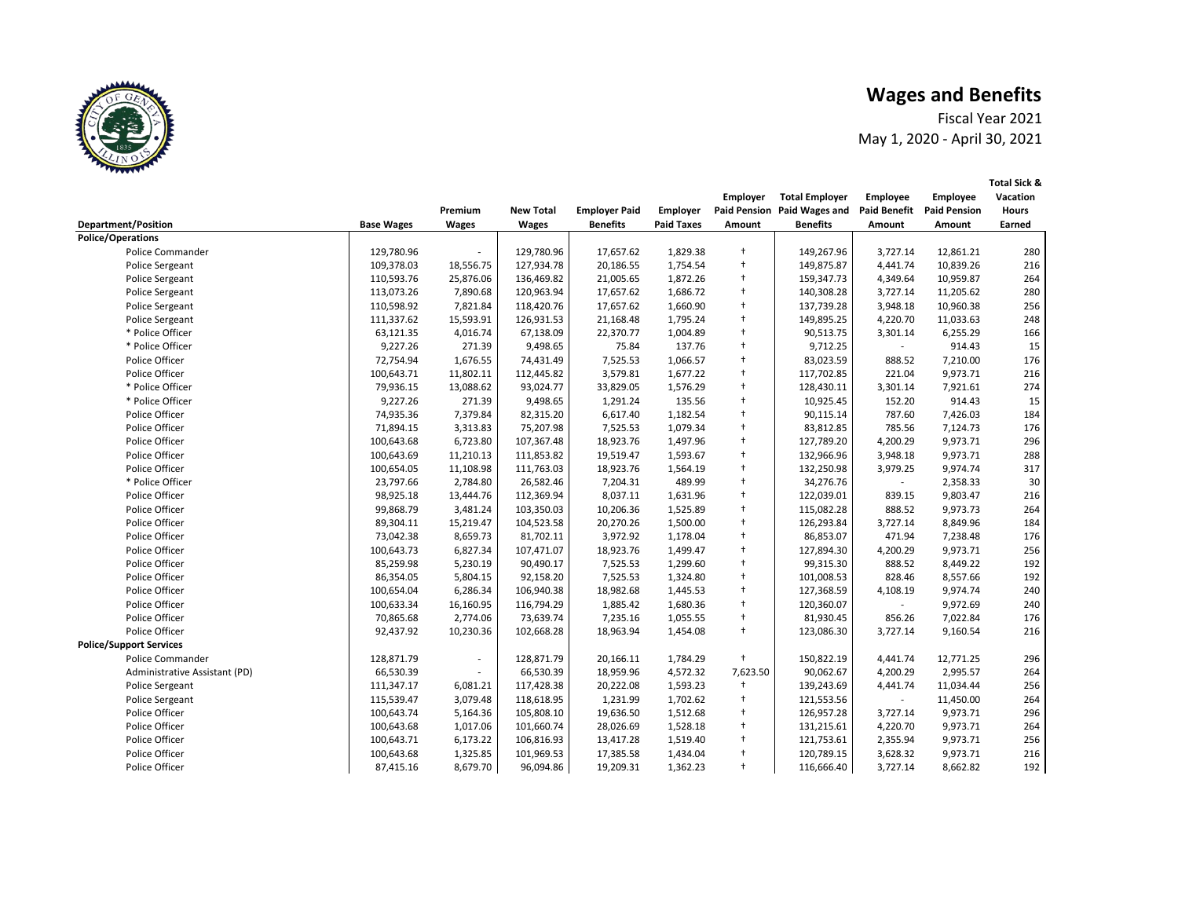# Wages and Benefits

Fiscal Year 2021

May 1, 2020 - April 30, 2021

| Department/Position | Base Wages | Premium Wages | New Total Wages | Employer Paid Benefits | Employer Paid Taxes | Employer Paid Pension Amount | Total Employer Paid Wages and Benefits | Employee Paid Benefit Amount | Employee Paid Pension Amount | Total Sick & Vacation Hours Earned |
|---|---|---|---|---|---|---|---|---|---|---|
| **Police/Operations** | | | | | | | | | | |
| Police Commander | 129,780.96 | - | 129,780.96 | 17,657.62 | 1,829.38 | † | 149,267.96 | 3,727.14 | 12,861.21 | 280 |
| Police Sergeant | 109,378.03 | 18,556.75 | 127,934.78 | 20,186.55 | 1,754.54 | † | 149,875.87 | 4,441.74 | 10,839.26 | 216 |
| Police Sergeant | 110,593.76 | 25,876.06 | 136,469.82 | 21,005.65 | 1,872.26 | † | 159,347.73 | 4,349.64 | 10,959.87 | 264 |
| Police Sergeant | 113,073.26 | 7,890.68 | 120,963.94 | 17,657.62 | 1,686.72 | † | 140,308.28 | 3,727.14 | 11,205.62 | 280 |
| Police Sergeant | 110,598.92 | 7,821.84 | 118,420.76 | 17,657.62 | 1,660.90 | † | 137,739.28 | 3,948.18 | 10,960.38 | 256 |
| Police Sergeant | 111,337.62 | 15,593.91 | 126,931.53 | 21,168.48 | 1,795.24 | † | 149,895.25 | 4,220.70 | 11,033.63 | 248 |
| * Police Officer | 63,121.35 | 4,016.74 | 67,138.09 | 22,370.77 | 1,004.89 | † | 90,513.75 | 3,301.14 | 6,255.29 | 166 |
| * Police Officer | 9,227.26 | 271.39 | 9,498.65 | 75.84 | 137.76 | † | 9,712.25 | - | 914.43 | 15 |
| Police Officer | 72,754.94 | 1,676.55 | 74,431.49 | 7,525.53 | 1,066.57 | † | 83,023.59 | 888.52 | 7,210.00 | 176 |
| Police Officer | 100,643.71 | 11,802.11 | 112,445.82 | 3,579.81 | 1,677.22 | † | 117,702.85 | 221.04 | 9,973.71 | 216 |
| * Police Officer | 79,936.15 | 13,088.62 | 93,024.77 | 33,829.05 | 1,576.29 | † | 128,430.11 | 3,301.14 | 7,921.61 | 274 |
| * Police Officer | 9,227.26 | 271.39 | 9,498.65 | 1,291.24 | 135.56 | † | 10,925.45 | 152.20 | 914.43 | 15 |
| Police Officer | 74,935.36 | 7,379.84 | 82,315.20 | 6,617.40 | 1,182.54 | † | 90,115.14 | 787.60 | 7,426.03 | 184 |
| Police Officer | 71,894.15 | 3,313.83 | 75,207.98 | 7,525.53 | 1,079.34 | † | 83,812.85 | 785.56 | 7,124.73 | 176 |
| Police Officer | 100,643.68 | 6,723.80 | 107,367.48 | 18,923.76 | 1,497.96 | † | 127,789.20 | 4,200.29 | 9,973.71 | 296 |
| Police Officer | 100,643.69 | 11,210.13 | 111,853.82 | 19,519.47 | 1,593.67 | † | 132,966.96 | 3,948.18 | 9,973.71 | 288 |
| Police Officer | 100,654.05 | 11,108.98 | 111,763.03 | 18,923.76 | 1,564.19 | † | 132,250.98 | 3,979.25 | 9,974.74 | 317 |
| * Police Officer | 23,797.66 | 2,784.80 | 26,582.46 | 7,204.31 | 489.99 | † | 34,276.76 | - | 2,358.33 | 30 |
| Police Officer | 98,925.18 | 13,444.76 | 112,369.94 | 8,037.11 | 1,631.96 | † | 122,039.01 | 839.15 | 9,803.47 | 216 |
| Police Officer | 99,868.79 | 3,481.24 | 103,350.03 | 10,206.36 | 1,525.89 | † | 115,082.28 | 888.52 | 9,973.73 | 264 |
| Police Officer | 89,304.11 | 15,219.47 | 104,523.58 | 20,270.26 | 1,500.00 | † | 126,293.84 | 3,727.14 | 8,849.96 | 184 |
| Police Officer | 73,042.38 | 8,659.73 | 81,702.11 | 3,972.92 | 1,178.04 | † | 86,853.07 | 471.94 | 7,238.48 | 176 |
| Police Officer | 100,643.73 | 6,827.34 | 107,471.07 | 18,923.76 | 1,499.47 | † | 127,894.30 | 4,200.29 | 9,973.71 | 256 |
| Police Officer | 85,259.98 | 5,230.19 | 90,490.17 | 7,525.53 | 1,299.60 | † | 99,315.30 | 888.52 | 8,449.22 | 192 |
| Police Officer | 86,354.05 | 5,804.15 | 92,158.20 | 7,525.53 | 1,324.80 | † | 101,008.53 | 828.46 | 8,557.66 | 192 |
| Police Officer | 100,654.04 | 6,286.34 | 106,940.38 | 18,982.68 | 1,445.53 | † | 127,368.59 | 4,108.19 | 9,974.74 | 240 |
| Police Officer | 100,633.34 | 16,160.95 | 116,794.29 | 1,885.42 | 1,680.36 | † | 120,360.07 | - | 9,972.69 | 240 |
| Police Officer | 70,865.68 | 2,774.06 | 73,639.74 | 7,235.16 | 1,055.55 | † | 81,930.45 | 856.26 | 7,022.84 | 176 |
| Police Officer | 92,437.92 | 10,230.36 | 102,668.28 | 18,963.94 | 1,454.08 | † | 123,086.30 | 3,727.14 | 9,160.54 | 216 |
| **Police/Support Services** | | | | | | | | | | |
| Police Commander | 128,871.79 | - | 128,871.79 | 20,166.11 | 1,784.29 | † | 150,822.19 | 4,441.74 | 12,771.25 | 296 |
| Administrative Assistant (PD) | 66,530.39 | - | 66,530.39 | 18,959.96 | 4,572.32 | 7,623.50 | 90,062.67 | 4,200.29 | 2,995.57 | 264 |
| Police Sergeant | 111,347.17 | 6,081.21 | 117,428.38 | 20,222.08 | 1,593.23 | † | 139,243.69 | 4,441.74 | 11,034.44 | 256 |
| Police Sergeant | 115,539.47 | 3,079.48 | 118,618.95 | 1,231.99 | 1,702.62 | † | 121,553.56 | - | 11,450.00 | 264 |
| Police Officer | 100,643.74 | 5,164.36 | 105,808.10 | 19,636.50 | 1,512.68 | † | 126,957.28 | 3,727.14 | 9,973.71 | 296 |
| Police Officer | 100,643.68 | 1,017.06 | 101,660.74 | 28,026.69 | 1,528.18 | † | 131,215.61 | 4,220.70 | 9,973.71 | 264 |
| Police Officer | 100,643.71 | 6,173.22 | 106,816.93 | 13,417.28 | 1,519.40 | † | 121,753.61 | 2,355.94 | 9,973.71 | 256 |
| Police Officer | 100,643.68 | 1,325.85 | 101,969.53 | 17,385.58 | 1,434.04 | † | 120,789.15 | 3,628.32 | 9,973.71 | 216 |
| Police Officer | 87,415.16 | 8,679.70 | 96,094.86 | 19,209.31 | 1,362.23 | † | 116,666.40 | 3,727.14 | 8,662.82 | 192 |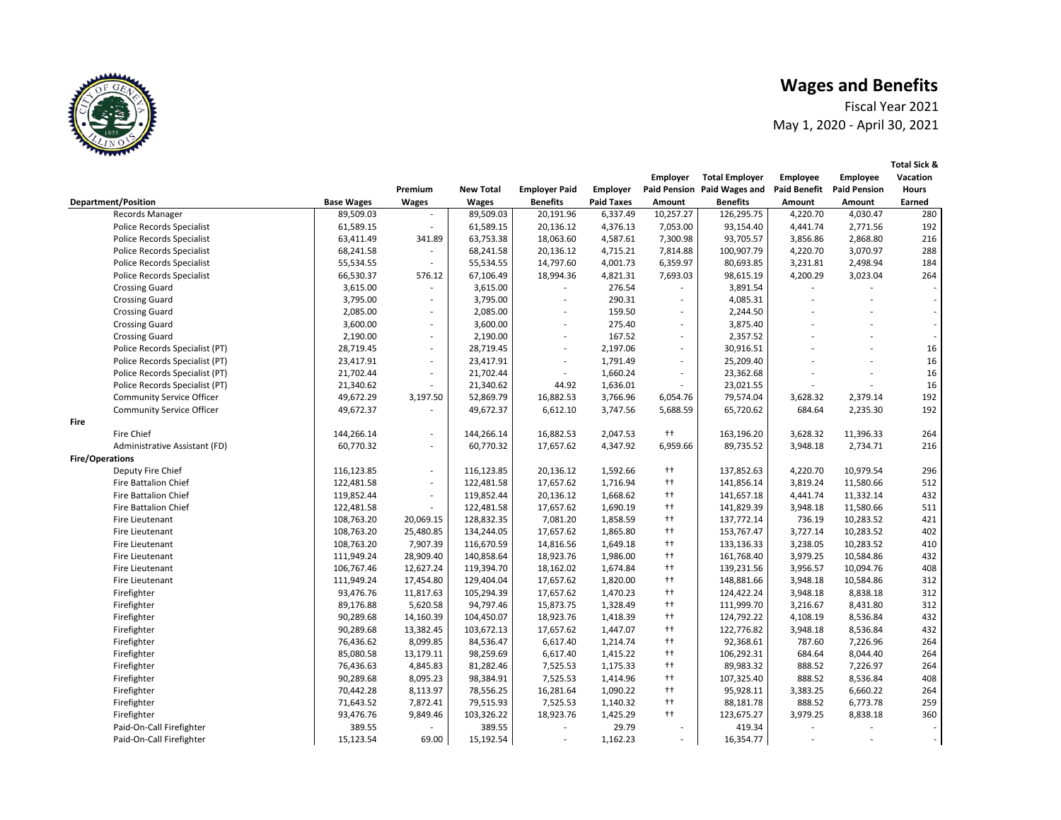# Wages and Benefits

Fiscal Year 2021

May 1, 2020 - April 30, 2021

| Department/Position | Base Wages | Premium Wages | New Total Wages | Employer Paid Benefits | Employer Paid Taxes | Employer Paid Pension Amount | Total Employer Paid Wages and Benefits | Employee Paid Benefit Amount | Employee Paid Pension Amount | Total Sick & Vacation Hours Earned |
|---|---|---|---|---|---|---|---|---|---|---|
| Records Manager | 89,509.03 | - | 89,509.03 | 20,191.96 | 6,337.49 | 10,257.27 | 126,295.75 | 4,220.70 | 4,030.47 | 280 |
| Police Records Specialist | 61,589.15 | - | 61,589.15 | 20,136.12 | 4,376.13 | 7,053.00 | 93,154.40 | 4,441.74 | 2,771.56 | 192 |
| Police Records Specialist | 63,411.49 | 341.89 | 63,753.38 | 18,063.60 | 4,587.61 | 7,300.98 | 93,705.57 | 3,856.86 | 2,868.80 | 216 |
| Police Records Specialist | 68,241.58 | - | 68,241.58 | 20,136.12 | 4,715.21 | 7,814.88 | 100,907.79 | 4,220.70 | 3,070.97 | 288 |
| Police Records Specialist | 55,534.55 | - | 55,534.55 | 14,797.60 | 4,001.73 | 6,359.97 | 80,693.85 | 3,231.81 | 2,498.94 | 184 |
| Police Records Specialist | 66,530.37 | 576.12 | 67,106.49 | 18,994.36 | 4,821.31 | 7,693.03 | 98,615.19 | 4,200.29 | 3,023.04 | 264 |
| Crossing Guard | 3,615.00 | - | 3,615.00 | - | 276.54 | - | 3,891.54 | - | - | - |
| Crossing Guard | 3,795.00 | - | 3,795.00 | - | 290.31 | - | 4,085.31 | - | - | - |
| Crossing Guard | 2,085.00 | - | 2,085.00 | - | 159.50 | - | 2,244.50 | - | - | - |
| Crossing Guard | 3,600.00 | - | 3,600.00 | - | 275.40 | - | 3,875.40 | - | - | - |
| Crossing Guard | 2,190.00 | - | 2,190.00 | - | 167.52 | - | 2,357.52 | - | - | - |
| Police Records Specialist (PT) | 28,719.45 | - | 28,719.45 | - | 2,197.06 | - | 30,916.51 | - | - | 16 |
| Police Records Specialist (PT) | 23,417.91 | - | 23,417.91 | - | 1,791.49 | - | 25,209.40 | - | - | 16 |
| Police Records Specialist (PT) | 21,702.44 | - | 21,702.44 | - | 1,660.24 | - | 23,362.68 | - | - | 16 |
| Police Records Specialist (PT) | 21,340.62 | - | 21,340.62 | 44.92 | 1,636.01 | - | 23,021.55 | - | - | 16 |
| Community Service Officer | 49,672.29 | 3,197.50 | 52,869.79 | 16,882.53 | 3,766.96 | 6,054.76 | 79,574.04 | 3,628.32 | 2,379.14 | 192 |
| Community Service Officer | 49,672.37 | - | 49,672.37 | 6,612.10 | 3,747.56 | 5,688.59 | 65,720.62 | 684.64 | 2,235.30 | 192 |
| **Fire** | | | | | | | | | | |
| Fire Chief | 144,266.14 | - | 144,266.14 | 16,882.53 | 2,047.53 | †† | 163,196.20 | 3,628.32 | 11,396.33 | 264 |
| Administrative Assistant (FD) | 60,770.32 | - | 60,770.32 | 17,657.62 | 4,347.92 | 6,959.66 | 89,735.52 | 3,948.18 | 2,734.71 | 216 |
| **Fire/Operations** | | | | | | | | | | |
| Deputy Fire Chief | 116,123.85 | - | 116,123.85 | 20,136.12 | 1,592.66 | †† | 137,852.63 | 4,220.70 | 10,979.54 | 296 |
| Fire Battalion Chief | 122,481.58 | - | 122,481.58 | 17,657.62 | 1,716.94 | †† | 141,856.14 | 3,819.24 | 11,580.66 | 512 |
| Fire Battalion Chief | 119,852.44 | - | 119,852.44 | 20,136.12 | 1,668.62 | †† | 141,657.18 | 4,441.74 | 11,332.14 | 432 |
| Fire Battalion Chief | 122,481.58 | - | 122,481.58 | 17,657.62 | 1,690.19 | †† | 141,829.39 | 3,948.18 | 11,580.66 | 511 |
| Fire Lieutenant | 108,763.20 | 20,069.15 | 128,832.35 | 7,081.20 | 1,858.59 | †† | 137,772.14 | 736.19 | 10,283.52 | 421 |
| Fire Lieutenant | 108,763.20 | 25,480.85 | 134,244.05 | 17,657.62 | 1,865.80 | †† | 153,767.47 | 3,727.14 | 10,283.52 | 402 |
| Fire Lieutenant | 108,763.20 | 7,907.39 | 116,670.59 | 14,816.56 | 1,649.18 | †† | 133,136.33 | 3,238.05 | 10,283.52 | 410 |
| Fire Lieutenant | 111,949.24 | 28,909.40 | 140,858.64 | 18,923.76 | 1,986.00 | †† | 161,768.40 | 3,979.25 | 10,584.86 | 432 |
| Fire Lieutenant | 106,767.46 | 12,627.24 | 119,394.70 | 18,162.02 | 1,674.84 | †† | 139,231.56 | 3,956.57 | 10,094.76 | 408 |
| Fire Lieutenant | 111,949.24 | 17,454.80 | 129,404.04 | 17,657.62 | 1,820.00 | †† | 148,881.66 | 3,948.18 | 10,584.86 | 312 |
| Firefighter | 93,476.76 | 11,817.63 | 105,294.39 | 17,657.62 | 1,470.23 | †† | 124,422.24 | 3,948.18 | 8,838.18 | 312 |
| Firefighter | 89,176.88 | 5,620.58 | 94,797.46 | 15,873.75 | 1,328.49 | †† | 111,999.70 | 3,216.67 | 8,431.80 | 312 |
| Firefighter | 90,289.68 | 14,160.39 | 104,450.07 | 18,923.76 | 1,418.39 | †† | 124,792.22 | 4,108.19 | 8,536.84 | 432 |
| Firefighter | 90,289.68 | 13,382.45 | 103,672.13 | 17,657.62 | 1,447.07 | †† | 122,776.82 | 3,948.18 | 8,536.84 | 432 |
| Firefighter | 76,436.62 | 8,099.85 | 84,536.47 | 6,617.40 | 1,214.74 | †† | 92,368.61 | 787.60 | 7,226.96 | 264 |
| Firefighter | 85,080.58 | 13,179.11 | 98,259.69 | 6,617.40 | 1,415.22 | †† | 106,292.31 | 684.64 | 8,044.40 | 264 |
| Firefighter | 76,436.63 | 4,845.83 | 81,282.46 | 7,525.53 | 1,175.33 | †† | 89,983.32 | 888.52 | 7,226.97 | 264 |
| Firefighter | 90,289.68 | 8,095.23 | 98,384.91 | 7,525.53 | 1,414.96 | †† | 107,325.40 | 888.52 | 8,536.84 | 408 |
| Firefighter | 70,442.28 | 8,113.97 | 78,556.25 | 16,281.64 | 1,090.22 | †† | 95,928.11 | 3,383.25 | 6,660.22 | 264 |
| Firefighter | 71,643.52 | 7,872.41 | 79,515.93 | 7,525.53 | 1,140.32 | †† | 88,181.78 | 888.52 | 6,773.78 | 259 |
| Firefighter | 93,476.76 | 9,849.46 | 103,326.22 | 18,923.76 | 1,425.29 | †† | 123,675.27 | 3,979.25 | 8,838.18 | 360 |
| Paid-On-Call Firefighter | 389.55 | - | 389.55 | - | 29.79 | - | 419.34 | - | - | - |
| Paid-On-Call Firefighter | 15,123.54 | 69.00 | 15,192.54 | - | 1,162.23 | - | 16,354.77 | - | - | - |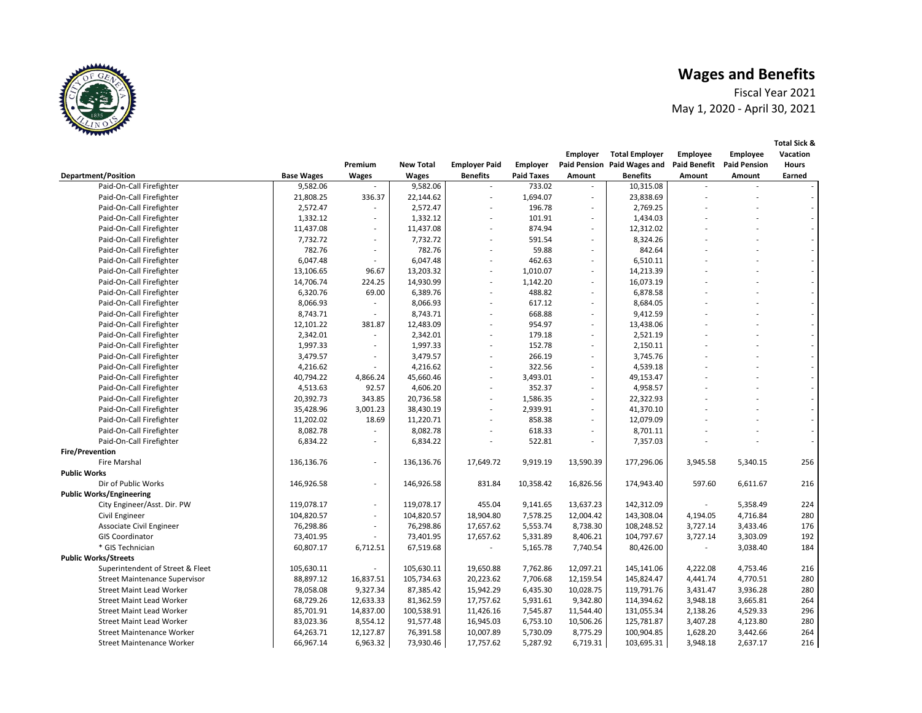# Wages and Benefits

Fiscal Year 2021

May 1, 2020 - April 30, 2021

| Department/Position | Base Wages | Premium Wages | New Total Wages | Employer Paid Benefits | Employer Paid Taxes | Employer Paid Pension Amount | Total Employer Paid Wages and Benefits | Employee Paid Benefit Amount | Employee Paid Pension Amount | Total Sick & Vacation Hours Earned |
|---|---|---|---|---|---|---|---|---|---|---|
| Paid-On-Call Firefighter | 9,582.06 | - | 9,582.06 | - | 733.02 | - | 10,315.08 | - | - | - |
| Paid-On-Call Firefighter | 21,808.25 | 336.37 | 22,144.62 | - | 1,694.07 | - | 23,838.69 | - | - | - |
| Paid-On-Call Firefighter | 2,572.47 | - | 2,572.47 | - | 196.78 | - | 2,769.25 | - | - | - |
| Paid-On-Call Firefighter | 1,332.12 | - | 1,332.12 | - | 101.91 | - | 1,434.03 | - | - | - |
| Paid-On-Call Firefighter | 11,437.08 | - | 11,437.08 | - | 874.94 | - | 12,312.02 | - | - | - |
| Paid-On-Call Firefighter | 7,732.72 | - | 7,732.72 | - | 591.54 | - | 8,324.26 | - | - | - |
| Paid-On-Call Firefighter | 782.76 | - | 782.76 | - | 59.88 | - | 842.64 | - | - | - |
| Paid-On-Call Firefighter | 6,047.48 | - | 6,047.48 | - | 462.63 | - | 6,510.11 | - | - | - |
| Paid-On-Call Firefighter | 13,106.65 | 96.67 | 13,203.32 | - | 1,010.07 | - | 14,213.39 | - | - | - |
| Paid-On-Call Firefighter | 14,706.74 | 224.25 | 14,930.99 | - | 1,142.20 | - | 16,073.19 | - | - | - |
| Paid-On-Call Firefighter | 6,320.76 | 69.00 | 6,389.76 | - | 488.82 | - | 6,878.58 | - | - | - |
| Paid-On-Call Firefighter | 8,066.93 | - | 8,066.93 | - | 617.12 | - | 8,684.05 | - | - | - |
| Paid-On-Call Firefighter | 8,743.71 | - | 8,743.71 | - | 668.88 | - | 9,412.59 | - | - | - |
| Paid-On-Call Firefighter | 12,101.22 | 381.87 | 12,483.09 | - | 954.97 | - | 13,438.06 | - | - | - |
| Paid-On-Call Firefighter | 2,342.01 | - | 2,342.01 | - | 179.18 | - | 2,521.19 | - | - | - |
| Paid-On-Call Firefighter | 1,997.33 | - | 1,997.33 | - | 152.78 | - | 2,150.11 | - | - | - |
| Paid-On-Call Firefighter | 3,479.57 | - | 3,479.57 | - | 266.19 | - | 3,745.76 | - | - | - |
| Paid-On-Call Firefighter | 4,216.62 | - | 4,216.62 | - | 322.56 | - | 4,539.18 | - | - | - |
| Paid-On-Call Firefighter | 40,794.22 | 4,866.24 | 45,660.46 | - | 3,493.01 | - | 49,153.47 | - | - | - |
| Paid-On-Call Firefighter | 4,513.63 | 92.57 | 4,606.20 | - | 352.37 | - | 4,958.57 | - | - | - |
| Paid-On-Call Firefighter | 20,392.73 | 343.85 | 20,736.58 | - | 1,586.35 | - | 22,322.93 | - | - | - |
| Paid-On-Call Firefighter | 35,428.96 | 3,001.23 | 38,430.19 | - | 2,939.91 | - | 41,370.10 | - | - | - |
| Paid-On-Call Firefighter | 11,202.02 | 18.69 | 11,220.71 | - | 858.38 | - | 12,079.09 | - | - | - |
| Paid-On-Call Firefighter | 8,082.78 | - | 8,082.78 | - | 618.33 | - | 8,701.11 | - | - | - |
| Paid-On-Call Firefighter | 6,834.22 | - | 6,834.22 | - | 522.81 | - | 7,357.03 | - | - | - |
| **Fire/Prevention** | | | | | | | | | | |
| Fire Marshal | 136,136.76 | - | 136,136.76 | 17,649.72 | 9,919.19 | 13,590.39 | 177,296.06 | 3,945.58 | 5,340.15 | 256 |
| **Public Works** | | | | | | | | | | |
| Dir of Public Works | 146,926.58 | - | 146,926.58 | 831.84 | 10,358.42 | 16,826.56 | 174,943.40 | 597.60 | 6,611.67 | 216 |
| **Public Works/Engineering** | | | | | | | | | | |
| City Engineer/Asst. Dir. PW | 119,078.17 | - | 119,078.17 | 455.04 | 9,141.65 | 13,637.23 | 142,312.09 | - | 5,358.49 | 224 |
| Civil Engineer | 104,820.57 | - | 104,820.57 | 18,904.80 | 7,578.25 | 12,004.42 | 143,308.04 | 4,194.05 | 4,716.84 | 280 |
| Associate Civil Engineer | 76,298.86 | - | 76,298.86 | 17,657.62 | 5,553.74 | 8,738.30 | 108,248.52 | 3,727.14 | 3,433.46 | 176 |
| GIS Coordinator | 73,401.95 | - | 73,401.95 | 17,657.62 | 5,331.89 | 8,406.21 | 104,797.67 | 3,727.14 | 3,303.09 | 192 |
| * GIS Technician | 60,807.17 | 6,712.51 | 67,519.68 | - | 5,165.78 | 7,740.54 | 80,426.00 | - | 3,038.40 | 184 |
| **Public Works/Streets** | | | | | | | | | | |
| Superintendent of Street & Fleet | 105,630.11 | - | 105,630.11 | 19,650.88 | 7,762.86 | 12,097.21 | 145,141.06 | 4,222.08 | 4,753.46 | 216 |
| Street Maintenance Supervisor | 88,897.12 | 16,837.51 | 105,734.63 | 20,223.62 | 7,706.68 | 12,159.54 | 145,824.47 | 4,441.74 | 4,770.51 | 280 |
| Street Maint Lead Worker | 78,058.08 | 9,327.34 | 87,385.42 | 15,942.29 | 6,435.30 | 10,028.75 | 119,791.76 | 3,431.47 | 3,936.28 | 280 |
| Street Maint Lead Worker | 68,729.26 | 12,633.33 | 81,362.59 | 17,757.62 | 5,931.61 | 9,342.80 | 114,394.62 | 3,948.18 | 3,665.81 | 264 |
| Street Maint Lead Worker | 85,701.91 | 14,837.00 | 100,538.91 | 11,426.16 | 7,545.87 | 11,544.40 | 131,055.34 | 2,138.26 | 4,529.33 | 296 |
| Street Maint Lead Worker | 83,023.36 | 8,554.12 | 91,577.48 | 16,945.03 | 6,753.10 | 10,506.26 | 125,781.87 | 3,407.28 | 4,123.80 | 280 |
| Street Maintenance Worker | 64,263.71 | 12,127.87 | 76,391.58 | 10,007.89 | 5,730.09 | 8,775.29 | 100,904.85 | 1,628.20 | 3,442.66 | 264 |
| Street Maintenance Worker | 66,967.14 | 6,963.32 | 73,930.46 | 17,757.62 | 5,287.92 | 6,719.31 | 103,695.31 | 3,948.18 | 2,637.17 | 216 |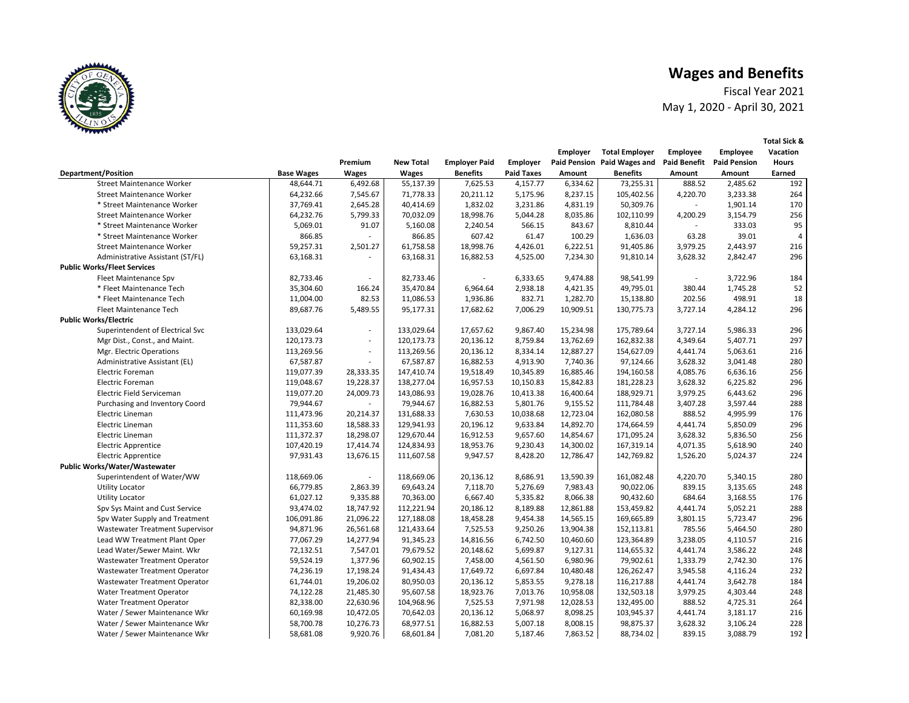# Wages and Benefits

Fiscal Year 2021

May 1, 2020 - April 30, 2021

| Department/Position | Base Wages | Premium Wages | New Total Wages | Employer Paid Benefits | Employer Paid Taxes | Employer Paid Pension Amount | Total Employer Paid Wages and Benefits | Employee Paid Benefit Amount | Employee Paid Pension Amount | Total Sick & Vacation Hours Earned |
|---|---|---|---|---|---|---|---|---|---|---|
| Street Maintenance Worker | 48,644.71 | 6,492.68 | 55,137.39 | 7,625.53 | 4,157.77 | 6,334.62 | 73,255.31 | 888.52 | 2,485.62 | 192 |
| Street Maintenance Worker | 64,232.66 | 7,545.67 | 71,778.33 | 20,211.12 | 5,175.96 | 8,237.15 | 105,402.56 | 4,220.70 | 3,233.38 | 264 |
| * Street Maintenance Worker | 37,769.41 | 2,645.28 | 40,414.69 | 1,832.02 | 3,231.86 | 4,831.19 | 50,309.76 | - | 1,901.14 | 170 |
| Street Maintenance Worker | 64,232.76 | 5,799.33 | 70,032.09 | 18,998.76 | 5,044.28 | 8,035.86 | 102,110.99 | 4,200.29 | 3,154.79 | 256 |
| * Street Maintenance Worker | 5,069.01 | 91.07 | 5,160.08 | 2,240.54 | 566.15 | 843.67 | 8,810.44 | - | 333.03 | 95 |
| * Street Maintenance Worker | 866.85 | - | 866.85 | 607.42 | 61.47 | 100.29 | 1,636.03 | 63.28 | 39.01 | 4 |
| Street Maintenance Worker | 59,257.31 | 2,501.27 | 61,758.58 | 18,998.76 | 4,426.01 | 6,222.51 | 91,405.86 | 3,979.25 | 2,443.97 | 216 |
| Administrative Assistant (ST/FL) | 63,168.31 | - | 63,168.31 | 16,882.53 | 4,525.00 | 7,234.30 | 91,810.14 | 3,628.32 | 2,842.47 | 296 |
| **Public Works/Fleet Services** | | | | | | | | | | |
| Fleet Maintenance Spv | 82,733.46 | - | 82,733.46 | - | 6,333.65 | 9,474.88 | 98,541.99 | - | 3,722.96 | 184 |
| * Fleet Maintenance Tech | 35,304.60 | 166.24 | 35,470.84 | 6,964.64 | 2,938.18 | 4,421.35 | 49,795.01 | 380.44 | 1,745.28 | 52 |
| * Fleet Maintenance Tech | 11,004.00 | 82.53 | 11,086.53 | 1,936.86 | 832.71 | 1,282.70 | 15,138.80 | 202.56 | 498.91 | 18 |
| Fleet Maintenance Tech | 89,687.76 | 5,489.55 | 95,177.31 | 17,682.62 | 7,006.29 | 10,909.51 | 130,775.73 | 3,727.14 | 4,284.12 | 296 |
| **Public Works/Electric** | | | | | | | | | | |
| Superintendent of Electrical Svc | 133,029.64 | - | 133,029.64 | 17,657.62 | 9,867.40 | 15,234.98 | 175,789.64 | 3,727.14 | 5,986.33 | 296 |
| Mgr Dist., Const., and Maint. | 120,173.73 | - | 120,173.73 | 20,136.12 | 8,759.84 | 13,762.69 | 162,832.38 | 4,349.64 | 5,407.71 | 297 |
| Mgr. Electric Operations | 113,269.56 | - | 113,269.56 | 20,136.12 | 8,334.14 | 12,887.27 | 154,627.09 | 4,441.74 | 5,063.61 | 216 |
| Administrative Assistant (EL) | 67,587.87 | - | 67,587.87 | 16,882.53 | 4,913.90 | 7,740.36 | 97,124.66 | 3,628.32 | 3,041.48 | 280 |
| Electric Foreman | 119,077.39 | 28,333.35 | 147,410.74 | 19,518.49 | 10,345.89 | 16,885.46 | 194,160.58 | 4,085.76 | 6,636.16 | 256 |
| Electric Foreman | 119,048.67 | 19,228.37 | 138,277.04 | 16,957.53 | 10,150.83 | 15,842.83 | 181,228.23 | 3,628.32 | 6,225.82 | 296 |
| Electric Field Serviceman | 119,077.20 | 24,009.73 | 143,086.93 | 19,028.76 | 10,413.38 | 16,400.64 | 188,929.71 | 3,979.25 | 6,443.62 | 296 |
| Purchasing and Inventory Coord | 79,944.67 | - | 79,944.67 | 16,882.53 | 5,801.76 | 9,155.52 | 111,784.48 | 3,407.28 | 3,597.44 | 288 |
| Electric Lineman | 111,473.96 | 20,214.37 | 131,688.33 | 7,630.53 | 10,038.68 | 12,723.04 | 162,080.58 | 888.52 | 4,995.99 | 176 |
| Electric Lineman | 111,353.60 | 18,588.33 | 129,941.93 | 20,196.12 | 9,633.84 | 14,892.70 | 174,664.59 | 4,441.74 | 5,850.09 | 296 |
| Electric Lineman | 111,372.37 | 18,298.07 | 129,670.44 | 16,912.53 | 9,657.60 | 14,854.67 | 171,095.24 | 3,628.32 | 5,836.50 | 256 |
| Electric Apprentice | 107,420.19 | 17,414.74 | 124,834.93 | 18,953.76 | 9,230.43 | 14,300.02 | 167,319.14 | 4,071.35 | 5,618.90 | 240 |
| Electric Apprentice | 97,931.43 | 13,676.15 | 111,607.58 | 9,947.57 | 8,428.20 | 12,786.47 | 142,769.82 | 1,526.20 | 5,024.37 | 224 |
| **Public Works/Water/Wastewater** | | | | | | | | | | |
| Superintendent of Water/WW | 118,669.06 | - | 118,669.06 | 20,136.12 | 8,686.91 | 13,590.39 | 161,082.48 | 4,220.70 | 5,340.15 | 280 |
| Utility Locator | 66,779.85 | 2,863.39 | 69,643.24 | 7,118.70 | 5,276.69 | 7,983.43 | 90,022.06 | 839.15 | 3,135.65 | 248 |
| Utility Locator | 61,027.12 | 9,335.88 | 70,363.00 | 6,667.40 | 5,335.82 | 8,066.38 | 90,432.60 | 684.64 | 3,168.55 | 176 |
| Spv Sys Maint and Cust Service | 93,474.02 | 18,747.92 | 112,221.94 | 20,186.12 | 8,189.88 | 12,861.88 | 153,459.82 | 4,441.74 | 5,052.21 | 288 |
| Spv Water Supply and Treatment | 106,091.86 | 21,096.22 | 127,188.08 | 18,458.28 | 9,454.38 | 14,565.15 | 169,665.89 | 3,801.15 | 5,723.47 | 296 |
| Wastewater Treatment Supervisor | 94,871.96 | 26,561.68 | 121,433.64 | 7,525.53 | 9,250.26 | 13,904.38 | 152,113.81 | 785.56 | 5,464.50 | 280 |
| Lead WW Treatment Plant Oper | 77,067.29 | 14,277.94 | 91,345.23 | 14,816.56 | 6,742.50 | 10,460.60 | 123,364.89 | 3,238.05 | 4,110.57 | 216 |
| Lead Water/Sewer Maint. Wkr | 72,132.51 | 7,547.01 | 79,679.52 | 20,148.62 | 5,699.87 | 9,127.31 | 114,655.32 | 4,441.74 | 3,586.22 | 248 |
| Wastewater Treatment Operator | 59,524.19 | 1,377.96 | 60,902.15 | 7,458.00 | 4,561.50 | 6,980.96 | 79,902.61 | 1,333.79 | 2,742.30 | 176 |
| Wastewater Treatment Operator | 74,236.19 | 17,198.24 | 91,434.43 | 17,649.72 | 6,697.84 | 10,480.48 | 126,262.47 | 3,945.58 | 4,116.24 | 232 |
| Wastewater Treatment Operator | 61,744.01 | 19,206.02 | 80,950.03 | 20,136.12 | 5,853.55 | 9,278.18 | 116,217.88 | 4,441.74 | 3,642.78 | 184 |
| Water Treatment Operator | 74,122.28 | 21,485.30 | 95,607.58 | 18,923.76 | 7,013.76 | 10,958.08 | 132,503.18 | 3,979.25 | 4,303.44 | 248 |
| Water Treatment Operator | 82,338.00 | 22,630.96 | 104,968.96 | 7,525.53 | 7,971.98 | 12,028.53 | 132,495.00 | 888.52 | 4,725.31 | 264 |
| Water / Sewer Maintenance Wkr | 60,169.98 | 10,472.05 | 70,642.03 | 20,136.12 | 5,068.97 | 8,098.25 | 103,945.37 | 4,441.74 | 3,181.17 | 216 |
| Water / Sewer Maintenance Wkr | 58,700.78 | 10,276.73 | 68,977.51 | 16,882.53 | 5,007.18 | 8,008.15 | 98,875.37 | 3,628.32 | 3,106.24 | 228 |
| Water / Sewer Maintenance Wkr | 58,681.08 | 9,920.76 | 68,601.84 | 7,081.20 | 5,187.46 | 7,863.52 | 88,734.02 | 839.15 | 3,088.79 | 192 |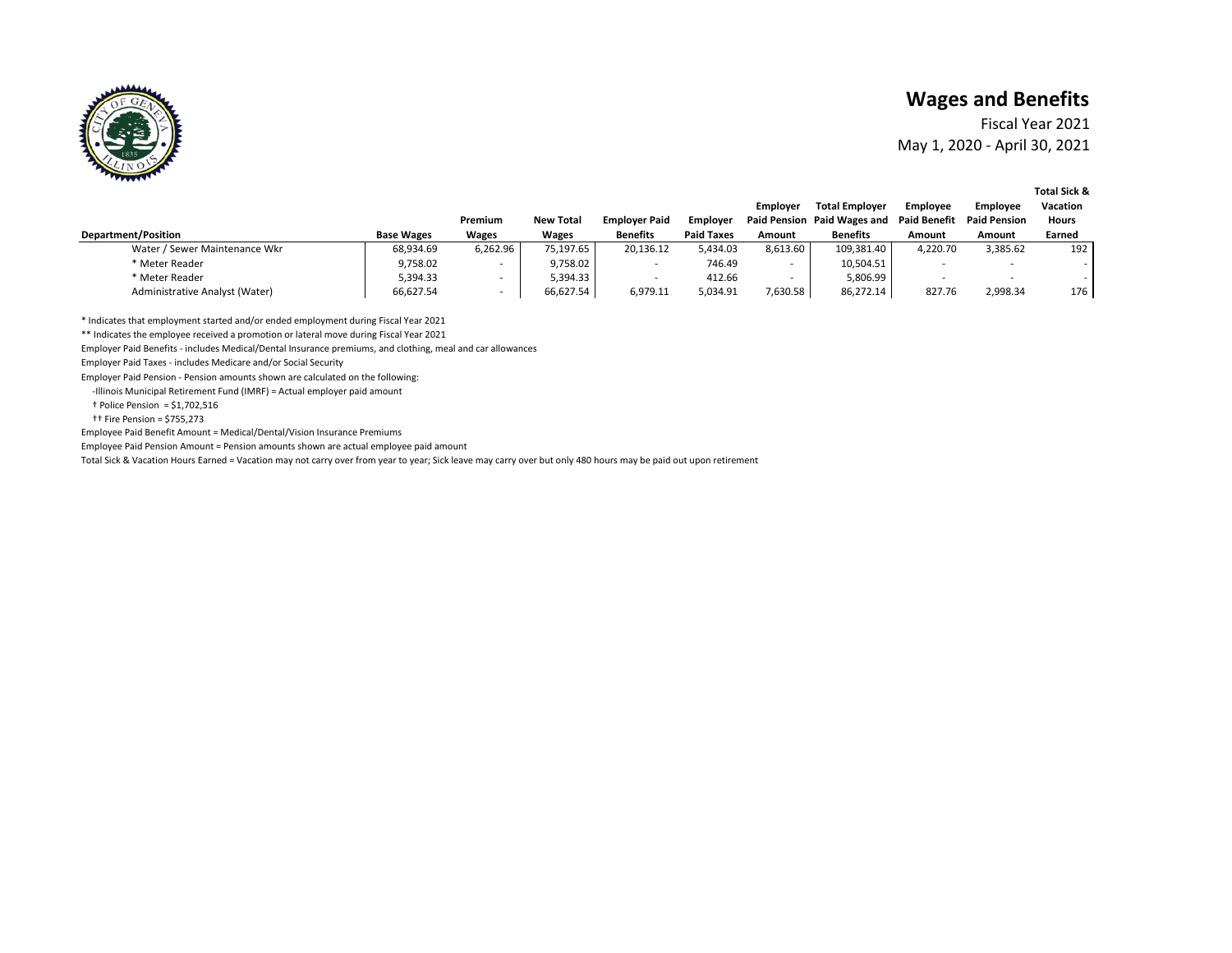# Wages and Benefits

Fiscal Year 2021
May 1, 2020 - April 30, 2021

| Department/Position | Base Wages | Premium Wages | New Total Wages | Employer Paid Benefits | Employer Paid Taxes | Employer Paid Pension Amount | Total Employer Paid Wages and Benefits | Employee Paid Benefit Amount | Employee Paid Pension Amount | Total Sick & Vacation Hours Earned |
|---|---|---|---|---|---|---|---|---|---|---|
| Water / Sewer Maintenance Wkr | 68,934.69 | 6,262.96 | 75,197.65 | 20,136.12 | 5,434.03 | 8,613.60 | 109,381.40 | 4,220.70 | 3,385.62 | 192 |
| * Meter Reader | 9,758.02 | - | 9,758.02 | - | 746.49 | - | 10,504.51 | - | - | - |
| * Meter Reader | 5,394.33 | - | 5,394.33 | - | 412.66 | - | 5,806.99 | - | - | - |
| Administrative Analyst (Water) | 66,627.54 | - | 66,627.54 | 6,979.11 | 5,034.91 | 7,630.58 | 86,272.14 | 827.76 | 2,998.34 | 176 |

* Indicates that employment started and/or ended employment during Fiscal Year 2021

** Indicates the employee received a promotion or lateral move during Fiscal Year 2021

Employer Paid Benefits - includes Medical/Dental Insurance premiums, and clothing, meal and car allowances

Employer Paid Taxes - includes Medicare and/or Social Security

Employer Paid Pension - Pension amounts shown are calculated on the following:

-Illinois Municipal Retirement Fund (IMRF) = Actual employer paid amount

† Police Pension = $1,702,516

†† Fire Pension = $755,273

Employee Paid Benefit Amount = Medical/Dental/Vision Insurance Premiums

Employee Paid Pension Amount = Pension amounts shown are actual employee paid amount

Total Sick & Vacation Hours Earned = Vacation may not carry over from year to year; Sick leave may carry over but only 480 hours may be paid out upon retirement